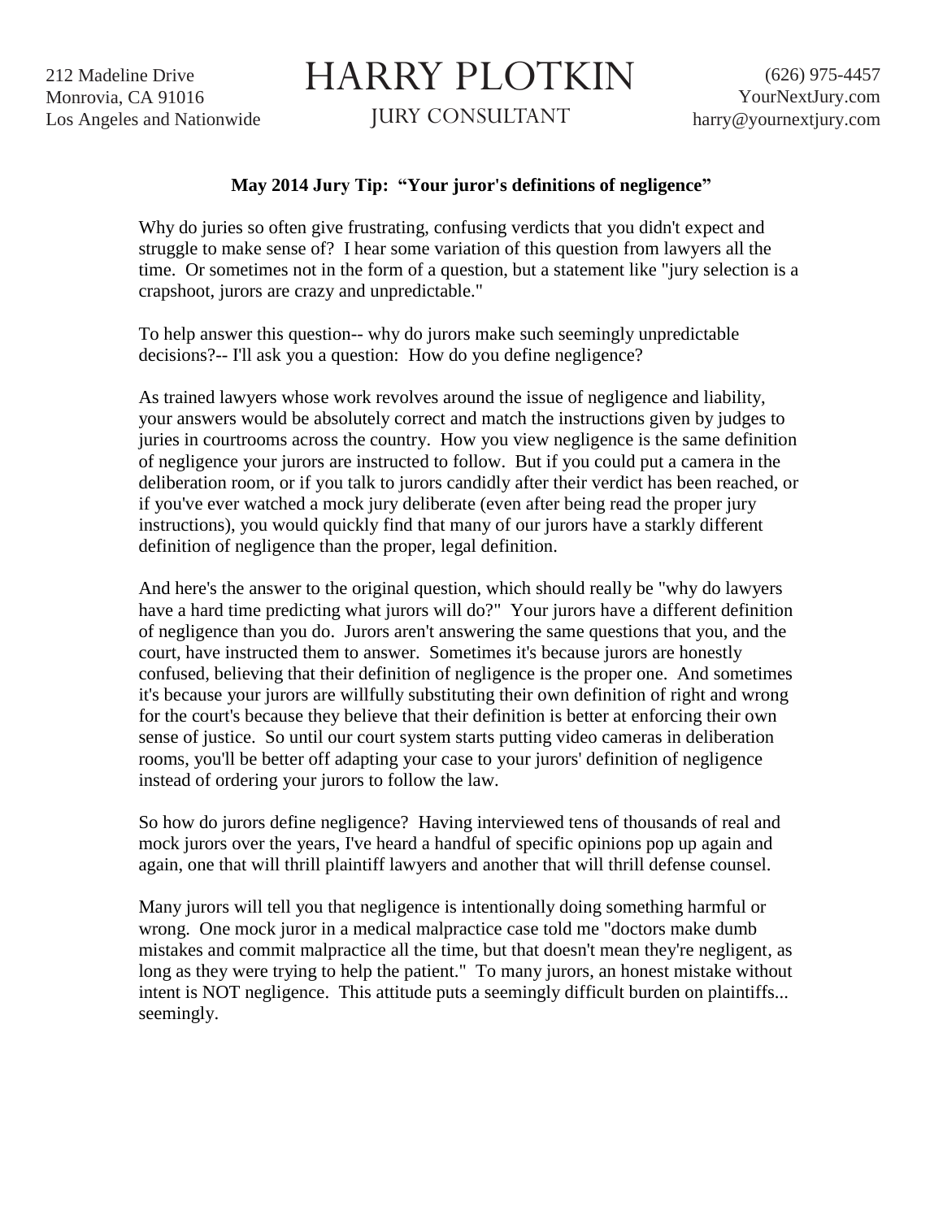212 Madeline Drive
Monrovia, CA 91016
Los Angeles and Nationwide

# HARRY PLOTKIN

JURY CONSULTANT

(626) 975-4457
YourNextJury.com
harry@yournextjury.com

**May 2014 Jury Tip: "Your juror's definitions of negligence"**

Why do juries so often give frustrating, confusing verdicts that you didn't expect and struggle to make sense of? I hear some variation of this question from lawyers all the time. Or sometimes not in the form of a question, but a statement like "jury selection is a crapshoot, jurors are crazy and unpredictable."

To help answer this question-- why do jurors make such seemingly unpredictable decisions?-- I'll ask you a question: How do you define negligence?

As trained lawyers whose work revolves around the issue of negligence and liability, your answers would be absolutely correct and match the instructions given by judges to juries in courtrooms across the country. How you view negligence is the same definition of negligence your jurors are instructed to follow. But if you could put a camera in the deliberation room, or if you talk to jurors candidly after their verdict has been reached, or if you've ever watched a mock jury deliberate (even after being read the proper jury instructions), you would quickly find that many of our jurors have a starkly different definition of negligence than the proper, legal definition.

And here's the answer to the original question, which should really be "why do lawyers have a hard time predicting what jurors will do?" Your jurors have a different definition of negligence than you do. Jurors aren't answering the same questions that you, and the court, have instructed them to answer. Sometimes it's because jurors are honestly confused, believing that their definition of negligence is the proper one. And sometimes it's because your jurors are willfully substituting their own definition of right and wrong for the court's because they believe that their definition is better at enforcing their own sense of justice. So until our court system starts putting video cameras in deliberation rooms, you'll be better off adapting your case to your jurors' definition of negligence instead of ordering your jurors to follow the law.

So how do jurors define negligence? Having interviewed tens of thousands of real and mock jurors over the years, I've heard a handful of specific opinions pop up again and again, one that will thrill plaintiff lawyers and another that will thrill defense counsel.

Many jurors will tell you that negligence is intentionally doing something harmful or wrong. One mock juror in a medical malpractice case told me "doctors make dumb mistakes and commit malpractice all the time, but that doesn't mean they're negligent, as long as they were trying to help the patient." To many jurors, an honest mistake without intent is NOT negligence. This attitude puts a seemingly difficult burden on plaintiffs... seemingly.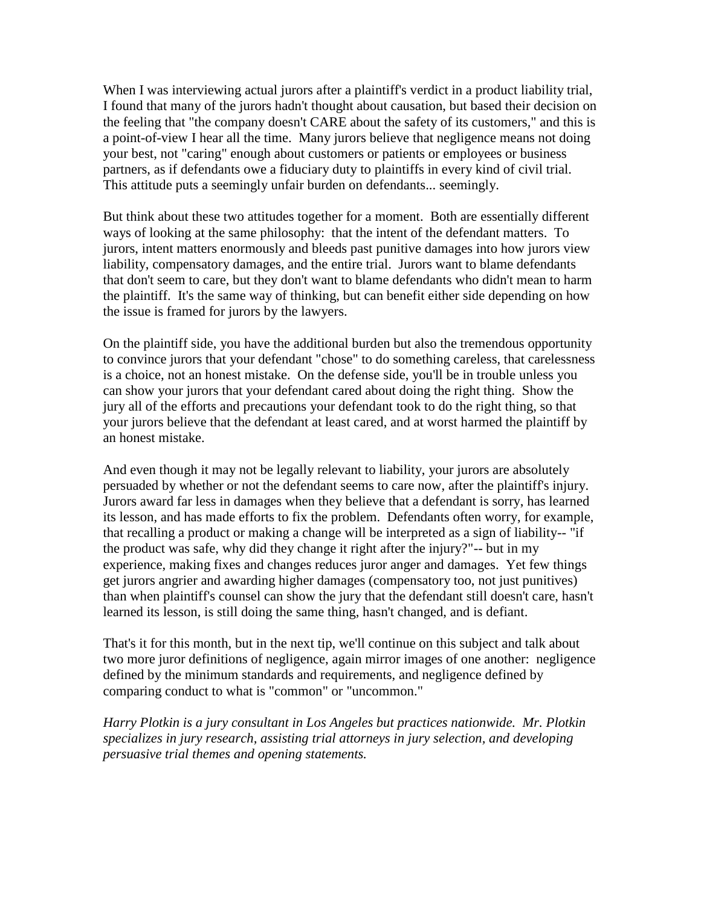When I was interviewing actual jurors after a plaintiff's verdict in a product liability trial, I found that many of the jurors hadn't thought about causation, but based their decision on the feeling that "the company doesn't CARE about the safety of its customers," and this is a point-of-view I hear all the time. Many jurors believe that negligence means not doing your best, not "caring" enough about customers or patients or employees or business partners, as if defendants owe a fiduciary duty to plaintiffs in every kind of civil trial. This attitude puts a seemingly unfair burden on defendants... seemingly.

But think about these two attitudes together for a moment. Both are essentially different ways of looking at the same philosophy: that the intent of the defendant matters. To jurors, intent matters enormously and bleeds past punitive damages into how jurors view liability, compensatory damages, and the entire trial. Jurors want to blame defendants that don't seem to care, but they don't want to blame defendants who didn't mean to harm the plaintiff. It's the same way of thinking, but can benefit either side depending on how the issue is framed for jurors by the lawyers.

On the plaintiff side, you have the additional burden but also the tremendous opportunity to convince jurors that your defendant "chose" to do something careless, that carelessness is a choice, not an honest mistake. On the defense side, you'll be in trouble unless you can show your jurors that your defendant cared about doing the right thing. Show the jury all of the efforts and precautions your defendant took to do the right thing, so that your jurors believe that the defendant at least cared, and at worst harmed the plaintiff by an honest mistake.

And even though it may not be legally relevant to liability, your jurors are absolutely persuaded by whether or not the defendant seems to care now, after the plaintiff's injury. Jurors award far less in damages when they believe that a defendant is sorry, has learned its lesson, and has made efforts to fix the problem. Defendants often worry, for example, that recalling a product or making a change will be interpreted as a sign of liability-- "if the product was safe, why did they change it right after the injury?"-- but in my experience, making fixes and changes reduces juror anger and damages. Yet few things get jurors angrier and awarding higher damages (compensatory too, not just punitives) than when plaintiff's counsel can show the jury that the defendant still doesn't care, hasn't learned its lesson, is still doing the same thing, hasn't changed, and is defiant.

That's it for this month, but in the next tip, we'll continue on this subject and talk about two more juror definitions of negligence, again mirror images of one another: negligence defined by the minimum standards and requirements, and negligence defined by comparing conduct to what is "common" or "uncommon."

*Harry Plotkin is a jury consultant in Los Angeles but practices nationwide. Mr. Plotkin specializes in jury research, assisting trial attorneys in jury selection, and developing persuasive trial themes and opening statements.*